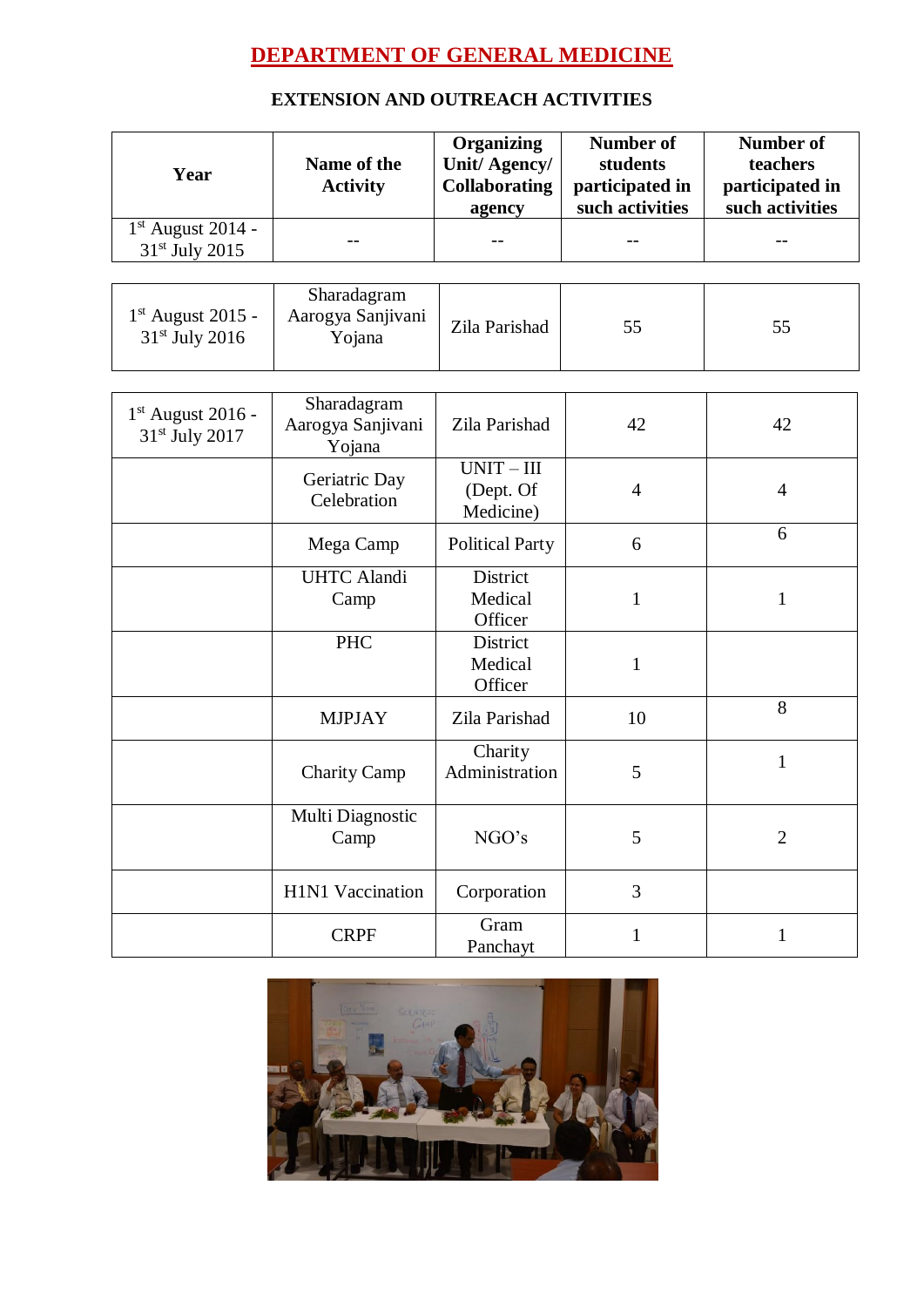# DEPARTMENT OF GENERAL MEDICINE

## EXTENSION AND OUTREACH ACTIVITIES

| Year | Name of the Activity | Organizing Unit/ Agency/ Collaborating agency | Number of students participated in such activities | Number of teachers participated in such activities |
|---|---|---|---|---|
| 1st August 2014 - 31st July 2015 | -- | -- | -- | -- |
| 1st August 2015 - 31st July 2016 | Sharadagram Aarogya Sanjivani Yojana | Zila Parishad | 55 | 55 |
| 1st August 2016 - 31st July 2017 | Sharadagram Aarogya Sanjivani Yojana | Zila Parishad | 42 | 42 |
| | Geriatric Day Celebration | UNIT – III (Dept. Of Medicine) | 4 | 4 |
| | Mega Camp | Political Party | 6 | 6 |
| | UHTC Alandi Camp | District Medical Officer | 1 | 1 |
| | PHC | District Medical Officer | 1 | |
| | MJPJAY | Zila Parishad | 10 | 8 |
| | Charity Camp | Charity Administration | 5 | 1 |
| | Multi Diagnostic Camp | NGO's | 5 | 2 |
| | H1N1 Vaccination | Corporation | 3 | |
| | CRPF | Gram Panchayt | 1 | 1 |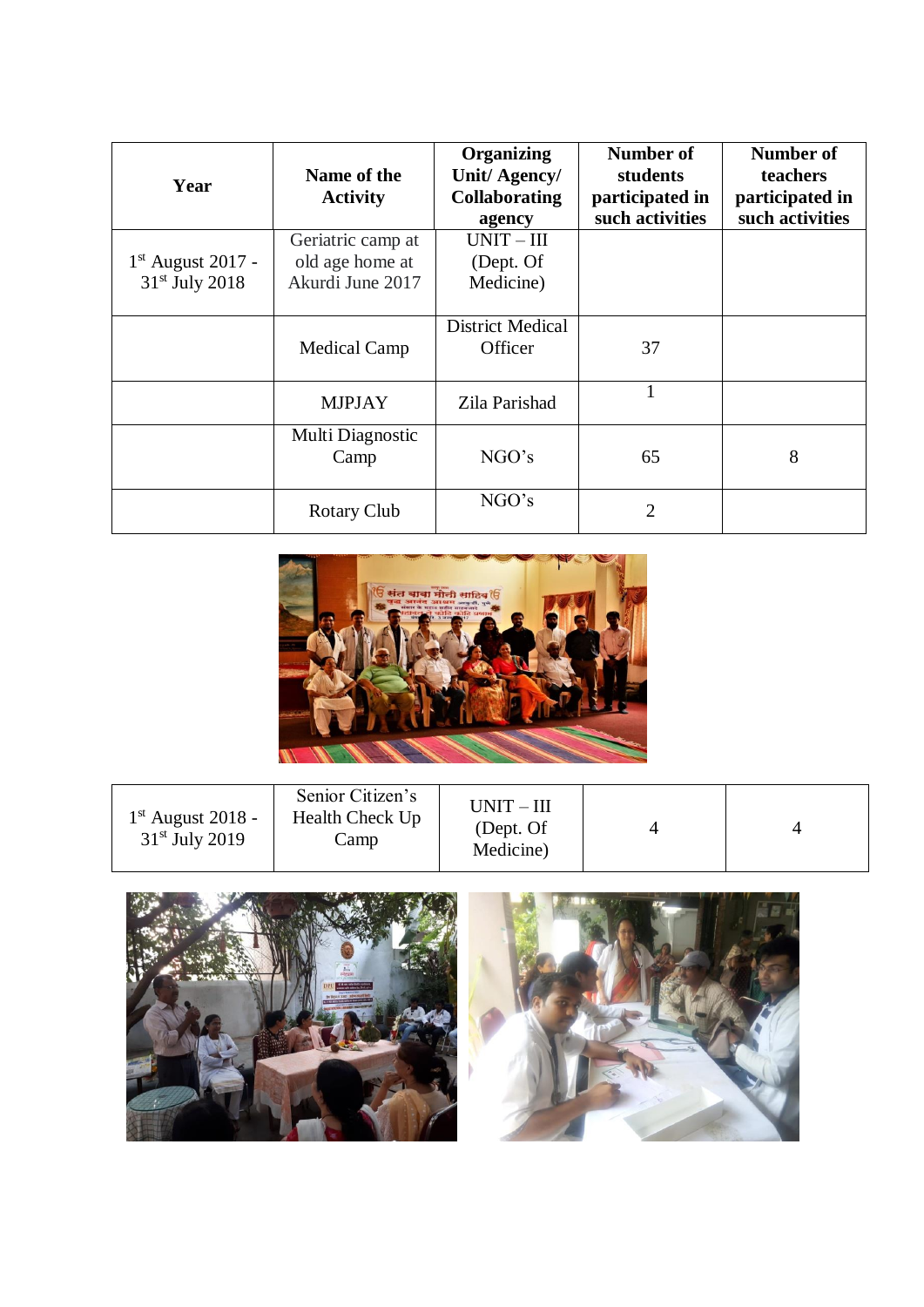| Year | Name of the Activity | Organizing Unit/ Agency/ Collaborating agency | Number of students participated in such activities | Number of teachers participated in such activities |
|---|---|---|---|---|
| 1st August 2017 - 31st July 2018 | Geriatric camp at old age home at Akurdi June 2017 | UNIT – III (Dept. Of Medicine) | | |
| | Medical Camp | District Medical Officer | 37 | |
| | MJPJAY | Zila Parishad | 1 | |
| | Multi Diagnostic Camp | NGO's | 65 | 8 |
| | Rotary Club | NGO's | 2 | |

| | | | | |
|---|---|---|---|---|
| 1st August 2018 - 31st July 2019 | Senior Citizen's Health Check Up Camp | UNIT – III (Dept. Of Medicine) | 4 | 4 |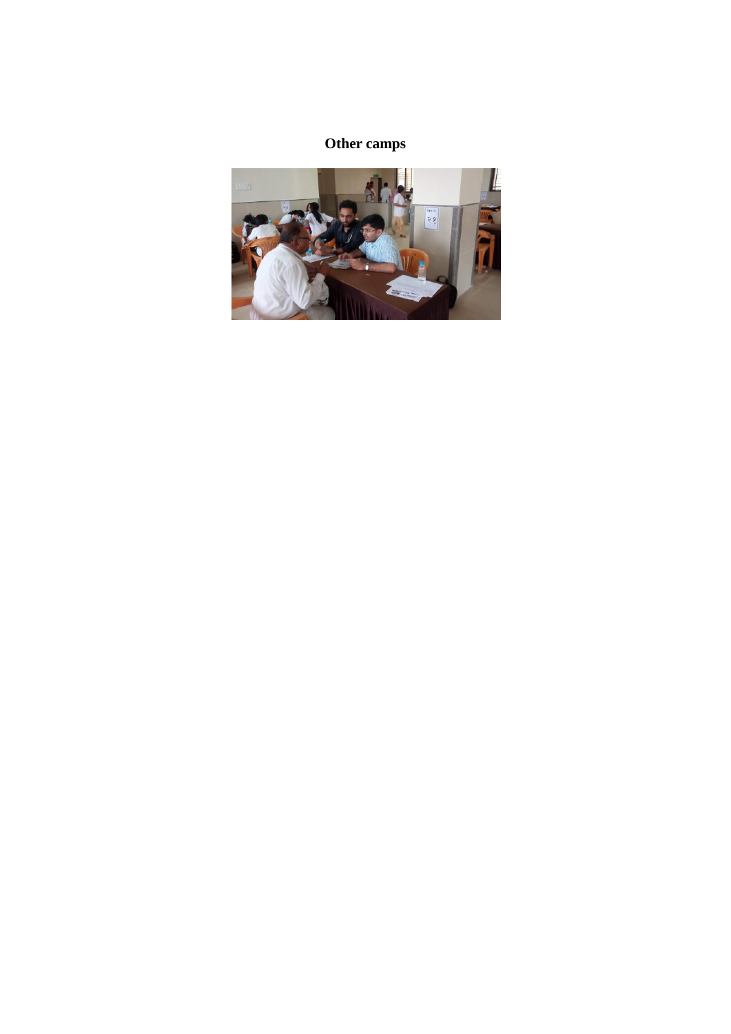**Other camps**